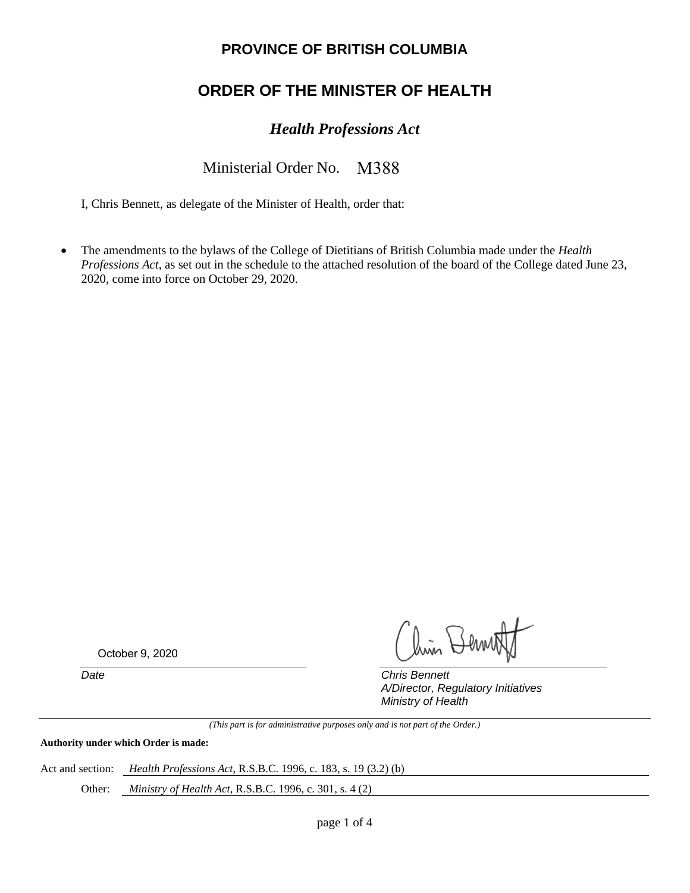# PROVINCE OF BRITISH COLUMBIA

## ORDER OF THE MINISTER OF HEALTH

### *Health Professions Act*

Ministerial Order No. M388

I, Chris Bennett, as delegate of the Minister of Health, order that:

- The amendments to the bylaws of the College of Dietitians of British Columbia made under the *Health Professions Act*, as set out in the schedule to the attached resolution of the board of the College dated June 23, 2020, come into force on October 29, 2020.

October 9, 2020

*Date*

*Chris Bennett*
*A/Director, Regulatory Initiatives*
*Ministry of Health*

*(This part is for administrative purposes only and is not part of the Order.)*

**Authority under which Order is made:**

Act and section: *Health Professions Act*, R.S.B.C. 1996, c. 183, s. 19 (3.2) (b)

Other: *Ministry of Health Act*, R.S.B.C. 1996, c. 301, s. 4 (2)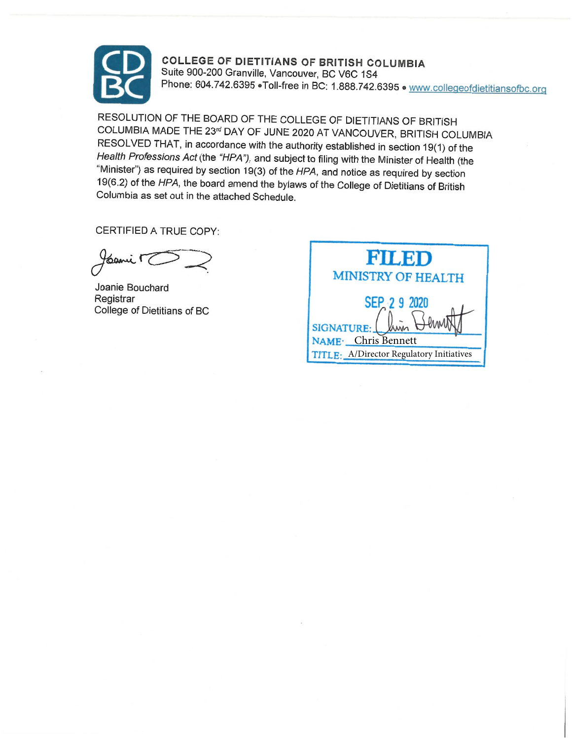**COLLEGE OF DIETITIANS OF BRITISH COLUMBIA**
Suite 900-200 Granville, Vancouver, BC V6C 1S4
Phone: 604.742.6395 •Toll-free in BC: 1.888.742.6395 • www.collegeofdietitiansofbc.org

RESOLUTION OF THE BOARD OF THE COLLEGE OF DIETITIANS OF BRITISH COLUMBIA MADE THE 23rd DAY OF JUNE 2020 AT VANCOUVER, BRITISH COLUMBIA RESOLVED THAT, in accordance with the authority established in section 19(1) of the *Health Professions Act* (the *"HPA")*, and subject to filing with the Minister of Health (the "Minister") as required by section 19(3) of the *HPA*, and notice as required by section 19(6.2) of the *HPA*, the board amend the bylaws of the College of Dietitians of British Columbia as set out in the attached Schedule.

CERTIFIED A TRUE COPY:

Joanie Bouchard
Registrar
College of Dietitians of BC

**FILED**
MINISTRY OF HEALTH
SEP 2 9 2020
SIGNATURE:
NAME: Chris Bennett
TITLE: A/Director Regulatory Initiatives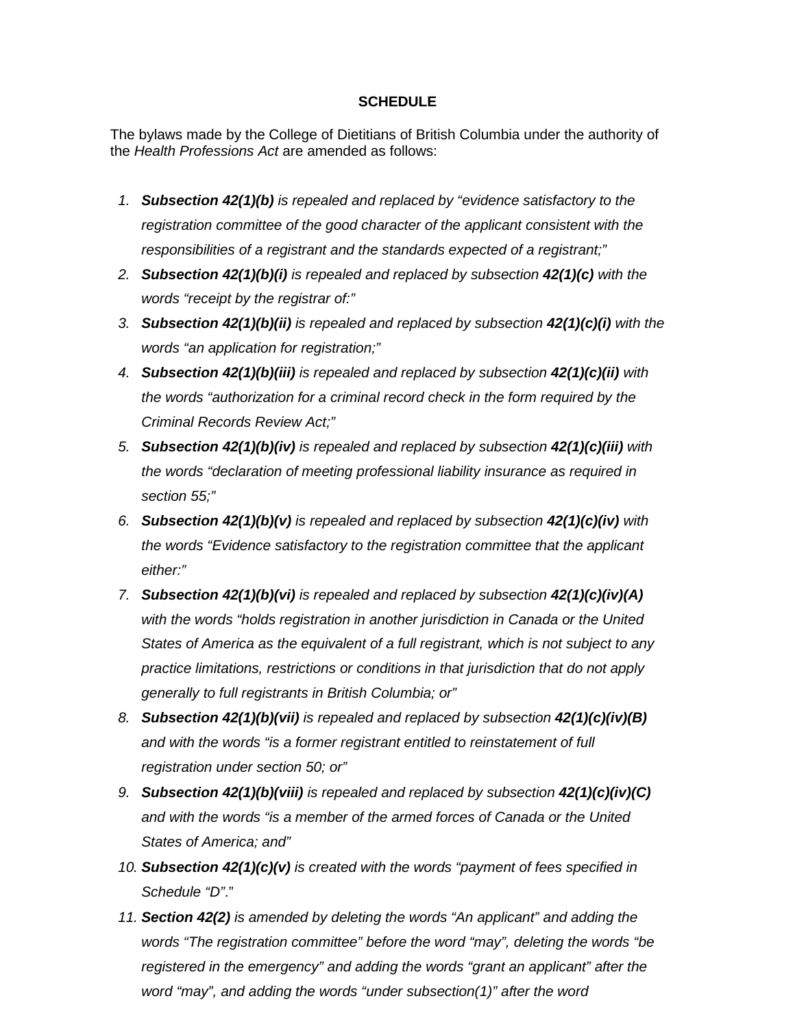**SCHEDULE**

The bylaws made by the College of Dietitians of British Columbia under the authority of the *Health Professions Act* are amended as follows:

1. ***Subsection 42(1)(b)*** *is repealed and replaced by "evidence satisfactory to the registration committee of the good character of the applicant consistent with the responsibilities of a registrant and the standards expected of a registrant;"*
2. ***Subsection 42(1)(b)(i)*** *is repealed and replaced by subsection* ***42(1)(c)*** *with the words "receipt by the registrar of:"*
3. ***Subsection 42(1)(b)(ii)*** *is repealed and replaced by subsection* ***42(1)(c)(i)*** *with the words "an application for registration;"*
4. ***Subsection 42(1)(b)(iii)*** *is repealed and replaced by subsection* ***42(1)(c)(ii)*** *with the words "authorization for a criminal record check in the form required by the Criminal Records Review Act;"*
5. ***Subsection 42(1)(b)(iv)*** *is repealed and replaced by subsection* ***42(1)(c)(iii)*** *with the words "declaration of meeting professional liability insurance as required in section 55;"*
6. ***Subsection 42(1)(b)(v)*** *is repealed and replaced by subsection* ***42(1)(c)(iv)*** *with the words "Evidence satisfactory to the registration committee that the applicant either:"*
7. ***Subsection 42(1)(b)(vi)*** *is repealed and replaced by subsection* ***42(1)(c)(iv)(A)*** *with the words "holds registration in another jurisdiction in Canada or the United States of America as the equivalent of a full registrant, which is not subject to any practice limitations, restrictions or conditions in that jurisdiction that do not apply generally to full registrants in British Columbia; or"*
8. ***Subsection 42(1)(b)(vii)*** *is repealed and replaced by subsection* ***42(1)(c)(iv)(B)*** *and with the words "is a former registrant entitled to reinstatement of full registration under section 50; or"*
9. ***Subsection 42(1)(b)(viii)*** *is repealed and replaced by subsection* ***42(1)(c)(iv)(C)*** *and with the words "is a member of the armed forces of Canada or the United States of America; and"*
10. ***Subsection 42(1)(c)(v)*** *is created with the words "payment of fees specified in Schedule "D"*."
11. ***Section 42(2)*** *is amended by deleting the words "An applicant" and adding the words "The registration committee" before the word "may", deleting the words "be registered in the emergency" and adding the words "grant an applicant" after the word "may", and adding the words "under subsection(1)" after the word*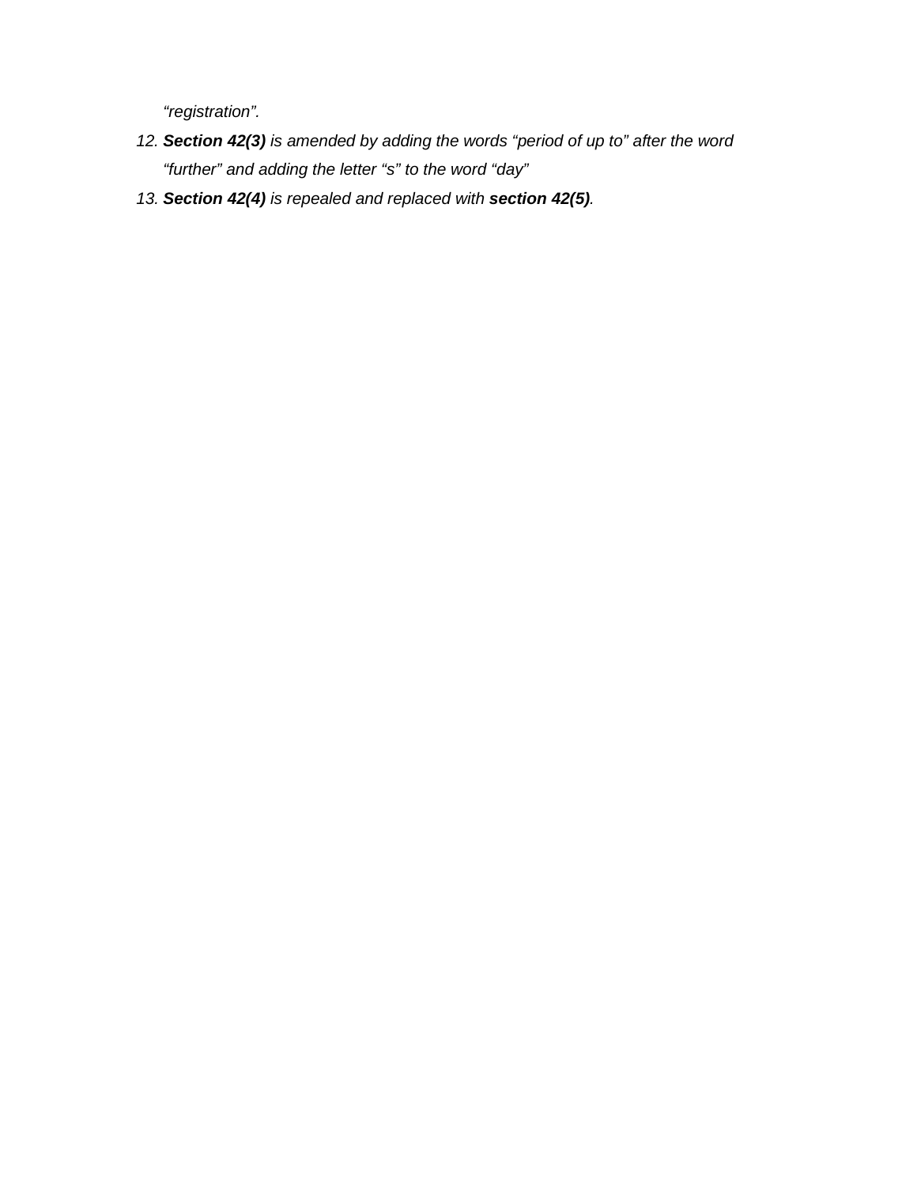*“registration”.*

12. ***Section 42(3)** is amended by adding the words “period of up to” after the word “further” and adding the letter “s” to the word “day”*
13. ***Section 42(4)** is repealed and replaced with **section 42(5)**.*